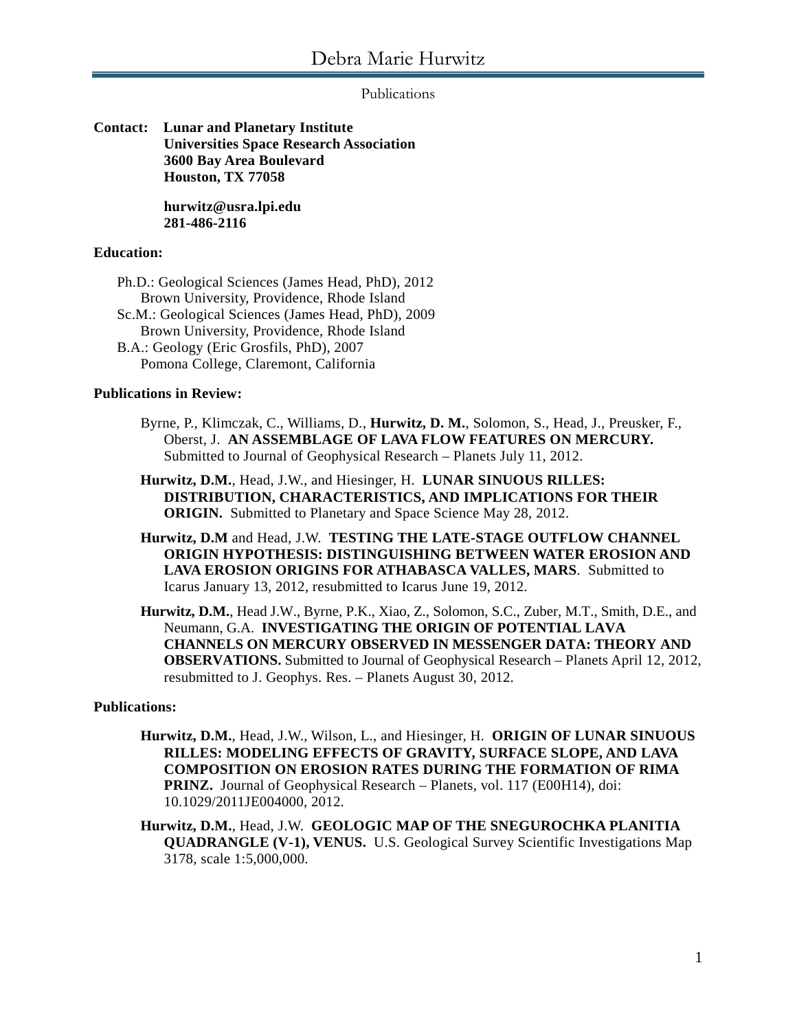# Debra Marie Hurwitz

Publications

**Contact:** **Lunar and Planetary Institute**
**Universities Space Research Association**
**3600 Bay Area Boulevard**
**Houston, TX 77058**

**hurwitz@usra.lpi.edu**
**281-486-2116**

**Education:**

Ph.D.: Geological Sciences (James Head, PhD), 2012
Brown University, Providence, Rhode Island
Sc.M.: Geological Sciences (James Head, PhD), 2009
Brown University, Providence, Rhode Island
B.A.: Geology (Eric Grosfils, PhD), 2007
Pomona College, Claremont, California

**Publications in Review:**

Byrne, P., Klimczak, C., Williams, D., **Hurwitz, D. M.**, Solomon, S., Head, J., Preusker, F., Oberst, J. **AN ASSEMBLAGE OF LAVA FLOW FEATURES ON MERCURY.** Submitted to Journal of Geophysical Research – Planets July 11, 2012.

**Hurwitz, D.M.**, Head, J.W., and Hiesinger, H. **LUNAR SINUOUS RILLES: DISTRIBUTION, CHARACTERISTICS, AND IMPLICATIONS FOR THEIR ORIGIN.** Submitted to Planetary and Space Science May 28, 2012.

**Hurwitz, D.M** and Head, J.W. **TESTING THE LATE-STAGE OUTFLOW CHANNEL ORIGIN HYPOTHESIS: DISTINGUISHING BETWEEN WATER EROSION AND LAVA EROSION ORIGINS FOR ATHABASCA VALLES, MARS**. Submitted to Icarus January 13, 2012, resubmitted to Icarus June 19, 2012.

**Hurwitz, D.M.**, Head J.W., Byrne, P.K., Xiao, Z., Solomon, S.C., Zuber, M.T., Smith, D.E., and Neumann, G.A. **INVESTIGATING THE ORIGIN OF POTENTIAL LAVA CHANNELS ON MERCURY OBSERVED IN MESSENGER DATA: THEORY AND OBSERVATIONS.** Submitted to Journal of Geophysical Research – Planets April 12, 2012, resubmitted to J. Geophys. Res. – Planets August 30, 2012.

**Publications:**

**Hurwitz, D.M.**, Head, J.W., Wilson, L., and Hiesinger, H. **ORIGIN OF LUNAR SINUOUS RILLES: MODELING EFFECTS OF GRAVITY, SURFACE SLOPE, AND LAVA COMPOSITION ON EROSION RATES DURING THE FORMATION OF RIMA PRINZ.** Journal of Geophysical Research – Planets, vol. 117 (E00H14), doi: 10.1029/2011JE004000, 2012.

**Hurwitz, D.M.**, Head, J.W. **GEOLOGIC MAP OF THE SNEGUROCHKA PLANITIA QUADRANGLE (V-1), VENUS.** U.S. Geological Survey Scientific Investigations Map 3178, scale 1:5,000,000.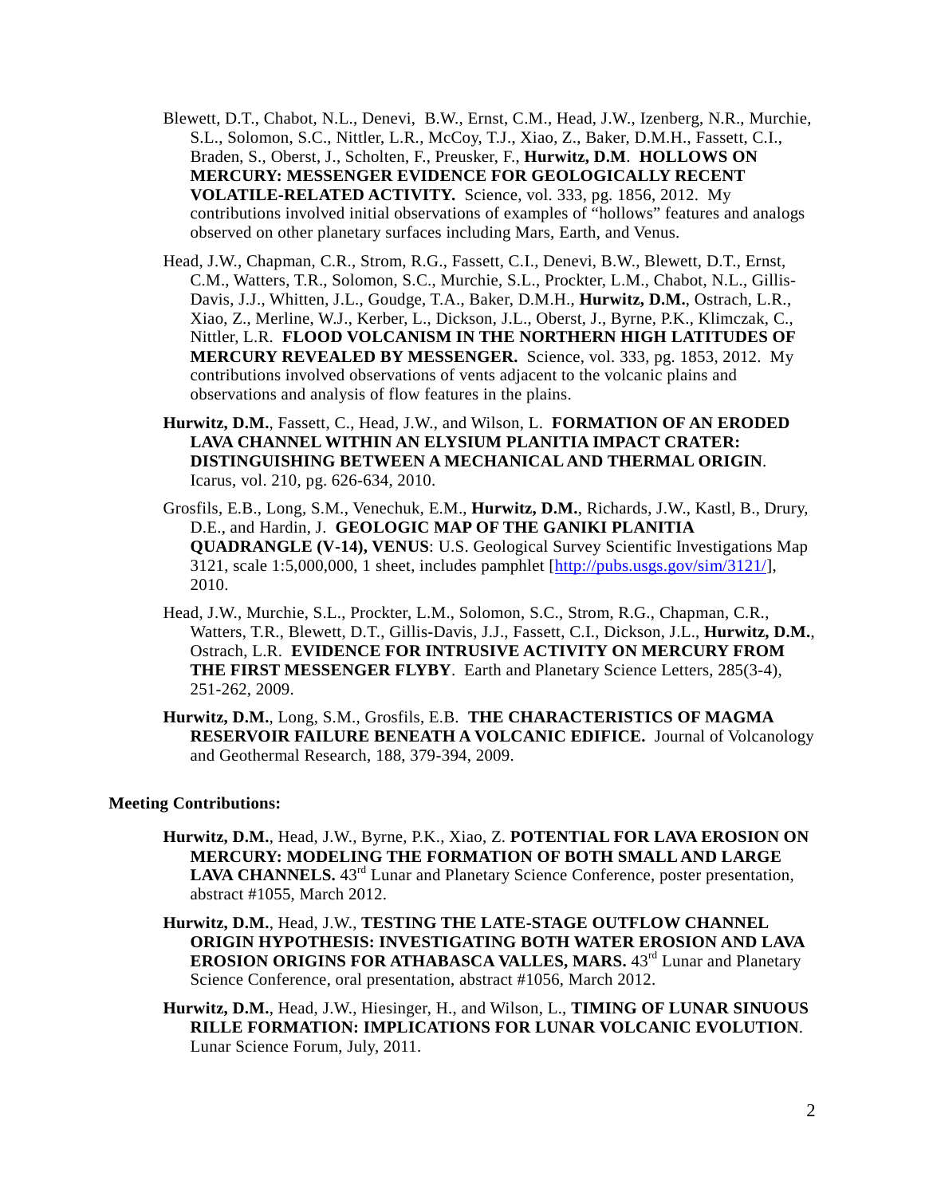Blewett, D.T., Chabot, N.L., Denevi, B.W., Ernst, C.M., Head, J.W., Izenberg, N.R., Murchie, S.L., Solomon, S.C., Nittler, L.R., McCoy, T.J., Xiao, Z., Baker, D.M.H., Fassett, C.I., Braden, S., Oberst, J., Scholten, F., Preusker, F., **Hurwitz, D.M**. **HOLLOWS ON MERCURY: MESSENGER EVIDENCE FOR GEOLOGICALLY RECENT VOLATILE-RELATED ACTIVITY.** Science, vol. 333, pg. 1856, 2012. My contributions involved initial observations of examples of "hollows" features and analogs observed on other planetary surfaces including Mars, Earth, and Venus.

Head, J.W., Chapman, C.R., Strom, R.G., Fassett, C.I., Denevi, B.W., Blewett, D.T., Ernst, C.M., Watters, T.R., Solomon, S.C., Murchie, S.L., Prockter, L.M., Chabot, N.L., Gillis-Davis, J.J., Whitten, J.L., Goudge, T.A., Baker, D.M.H., **Hurwitz, D.M.**, Ostrach, L.R., Xiao, Z., Merline, W.J., Kerber, L., Dickson, J.L., Oberst, J., Byrne, P.K., Klimczak, C., Nittler, L.R. **FLOOD VOLCANISM IN THE NORTHERN HIGH LATITUDES OF MERCURY REVEALED BY MESSENGER.** Science, vol. 333, pg. 1853, 2012. My contributions involved observations of vents adjacent to the volcanic plains and observations and analysis of flow features in the plains.

**Hurwitz, D.M.**, Fassett, C., Head, J.W., and Wilson, L. **FORMATION OF AN ERODED LAVA CHANNEL WITHIN AN ELYSIUM PLANITIA IMPACT CRATER: DISTINGUISHING BETWEEN A MECHANICAL AND THERMAL ORIGIN**. Icarus, vol. 210, pg. 626-634, 2010.

Grosfils, E.B., Long, S.M., Venechuk, E.M., **Hurwitz, D.M.**, Richards, J.W., Kastl, B., Drury, D.E., and Hardin, J. **GEOLOGIC MAP OF THE GANIKI PLANITIA QUADRANGLE (V-14), VENUS**: U.S. Geological Survey Scientific Investigations Map 3121, scale 1:5,000,000, 1 sheet, includes pamphlet [http://pubs.usgs.gov/sim/3121/], 2010.

Head, J.W., Murchie, S.L., Prockter, L.M., Solomon, S.C., Strom, R.G., Chapman, C.R., Watters, T.R., Blewett, D.T., Gillis-Davis, J.J., Fassett, C.I., Dickson, J.L., **Hurwitz, D.M.**, Ostrach, L.R. **EVIDENCE FOR INTRUSIVE ACTIVITY ON MERCURY FROM THE FIRST MESSENGER FLYBY**. Earth and Planetary Science Letters, 285(3-4), 251-262, 2009.

**Hurwitz, D.M.**, Long, S.M., Grosfils, E.B. **THE CHARACTERISTICS OF MAGMA RESERVOIR FAILURE BENEATH A VOLCANIC EDIFICE.** Journal of Volcanology and Geothermal Research, 188, 379-394, 2009.

**Meeting Contributions:**

**Hurwitz, D.M.**, Head, J.W., Byrne, P.K., Xiao, Z. **POTENTIAL FOR LAVA EROSION ON MERCURY: MODELING THE FORMATION OF BOTH SMALL AND LARGE LAVA CHANNELS.** 43rd Lunar and Planetary Science Conference, poster presentation, abstract #1055, March 2012.

**Hurwitz, D.M.**, Head, J.W., **TESTING THE LATE-STAGE OUTFLOW CHANNEL ORIGIN HYPOTHESIS: INVESTIGATING BOTH WATER EROSION AND LAVA EROSION ORIGINS FOR ATHABASCA VALLES, MARS.** 43rd Lunar and Planetary Science Conference, oral presentation, abstract #1056, March 2012.

**Hurwitz, D.M.**, Head, J.W., Hiesinger, H., and Wilson, L., **TIMING OF LUNAR SINUOUS RILLE FORMATION: IMPLICATIONS FOR LUNAR VOLCANIC EVOLUTION**. Lunar Science Forum, July, 2011.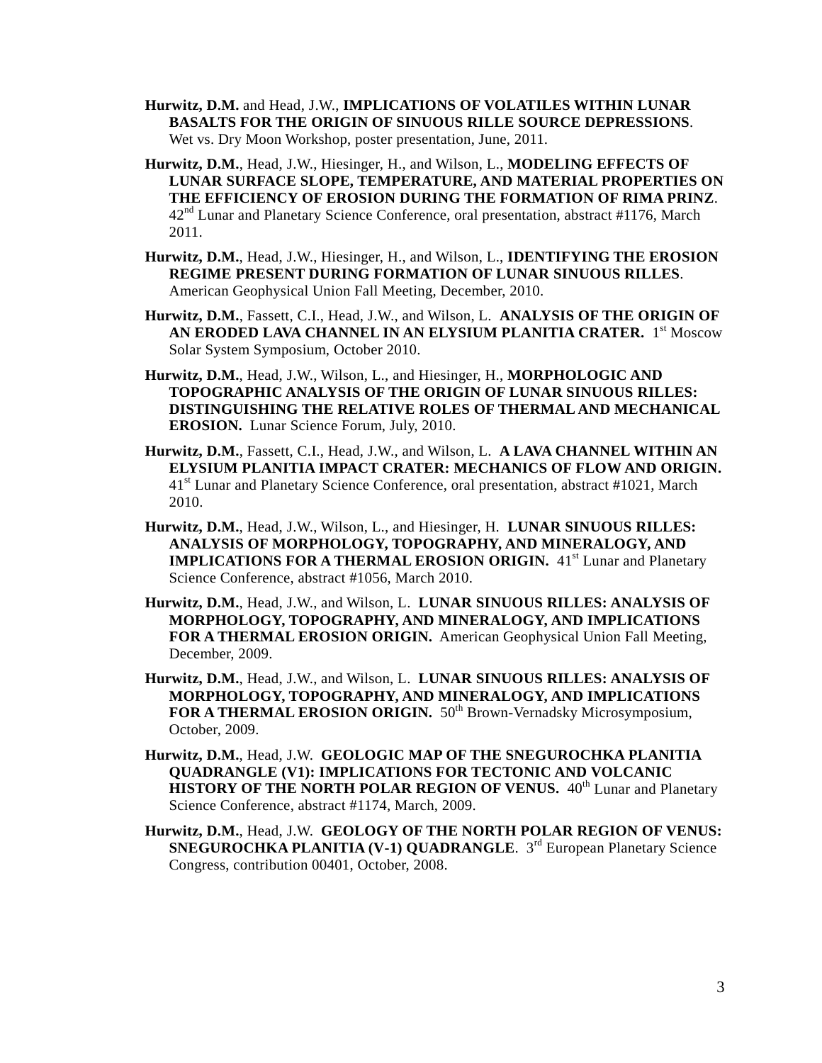**Hurwitz, D.M.** and Head, J.W., **IMPLICATIONS OF VOLATILES WITHIN LUNAR BASALTS FOR THE ORIGIN OF SINUOUS RILLE SOURCE DEPRESSIONS**. Wet vs. Dry Moon Workshop, poster presentation, June, 2011.

**Hurwitz, D.M.**, Head, J.W., Hiesinger, H., and Wilson, L., **MODELING EFFECTS OF LUNAR SURFACE SLOPE, TEMPERATURE, AND MATERIAL PROPERTIES ON THE EFFICIENCY OF EROSION DURING THE FORMATION OF RIMA PRINZ**. 42nd Lunar and Planetary Science Conference, oral presentation, abstract #1176, March 2011.

**Hurwitz, D.M.**, Head, J.W., Hiesinger, H., and Wilson, L., **IDENTIFYING THE EROSION REGIME PRESENT DURING FORMATION OF LUNAR SINUOUS RILLES**. American Geophysical Union Fall Meeting, December, 2010.

**Hurwitz, D.M.**, Fassett, C.I., Head, J.W., and Wilson, L. **ANALYSIS OF THE ORIGIN OF AN ERODED LAVA CHANNEL IN AN ELYSIUM PLANITIA CRATER.** 1st Moscow Solar System Symposium, October 2010.

**Hurwitz, D.M.**, Head, J.W., Wilson, L., and Hiesinger, H., **MORPHOLOGIC AND TOPOGRAPHIC ANALYSIS OF THE ORIGIN OF LUNAR SINUOUS RILLES: DISTINGUISHING THE RELATIVE ROLES OF THERMAL AND MECHANICAL EROSION.** Lunar Science Forum, July, 2010.

**Hurwitz, D.M.**, Fassett, C.I., Head, J.W., and Wilson, L. **A LAVA CHANNEL WITHIN AN ELYSIUM PLANITIA IMPACT CRATER: MECHANICS OF FLOW AND ORIGIN.** 41st Lunar and Planetary Science Conference, oral presentation, abstract #1021, March 2010.

**Hurwitz, D.M.**, Head, J.W., Wilson, L., and Hiesinger, H. **LUNAR SINUOUS RILLES: ANALYSIS OF MORPHOLOGY, TOPOGRAPHY, AND MINERALOGY, AND IMPLICATIONS FOR A THERMAL EROSION ORIGIN.** 41st Lunar and Planetary Science Conference, abstract #1056, March 2010.

**Hurwitz, D.M.**, Head, J.W., and Wilson, L. **LUNAR SINUOUS RILLES: ANALYSIS OF MORPHOLOGY, TOPOGRAPHY, AND MINERALOGY, AND IMPLICATIONS FOR A THERMAL EROSION ORIGIN.** American Geophysical Union Fall Meeting, December, 2009.

**Hurwitz, D.M.**, Head, J.W., and Wilson, L. **LUNAR SINUOUS RILLES: ANALYSIS OF MORPHOLOGY, TOPOGRAPHY, AND MINERALOGY, AND IMPLICATIONS FOR A THERMAL EROSION ORIGIN.** 50th Brown-Vernadsky Microsymposium, October, 2009.

**Hurwitz, D.M.**, Head, J.W. **GEOLOGIC MAP OF THE SNEGUROCHKA PLANITIA QUADRANGLE (V1): IMPLICATIONS FOR TECTONIC AND VOLCANIC HISTORY OF THE NORTH POLAR REGION OF VENUS.** 40th Lunar and Planetary Science Conference, abstract #1174, March, 2009.

**Hurwitz, D.M.**, Head, J.W. **GEOLOGY OF THE NORTH POLAR REGION OF VENUS: SNEGUROCHKA PLANITIA (V-1) QUADRANGLE**. 3rd European Planetary Science Congress, contribution 00401, October, 2008.